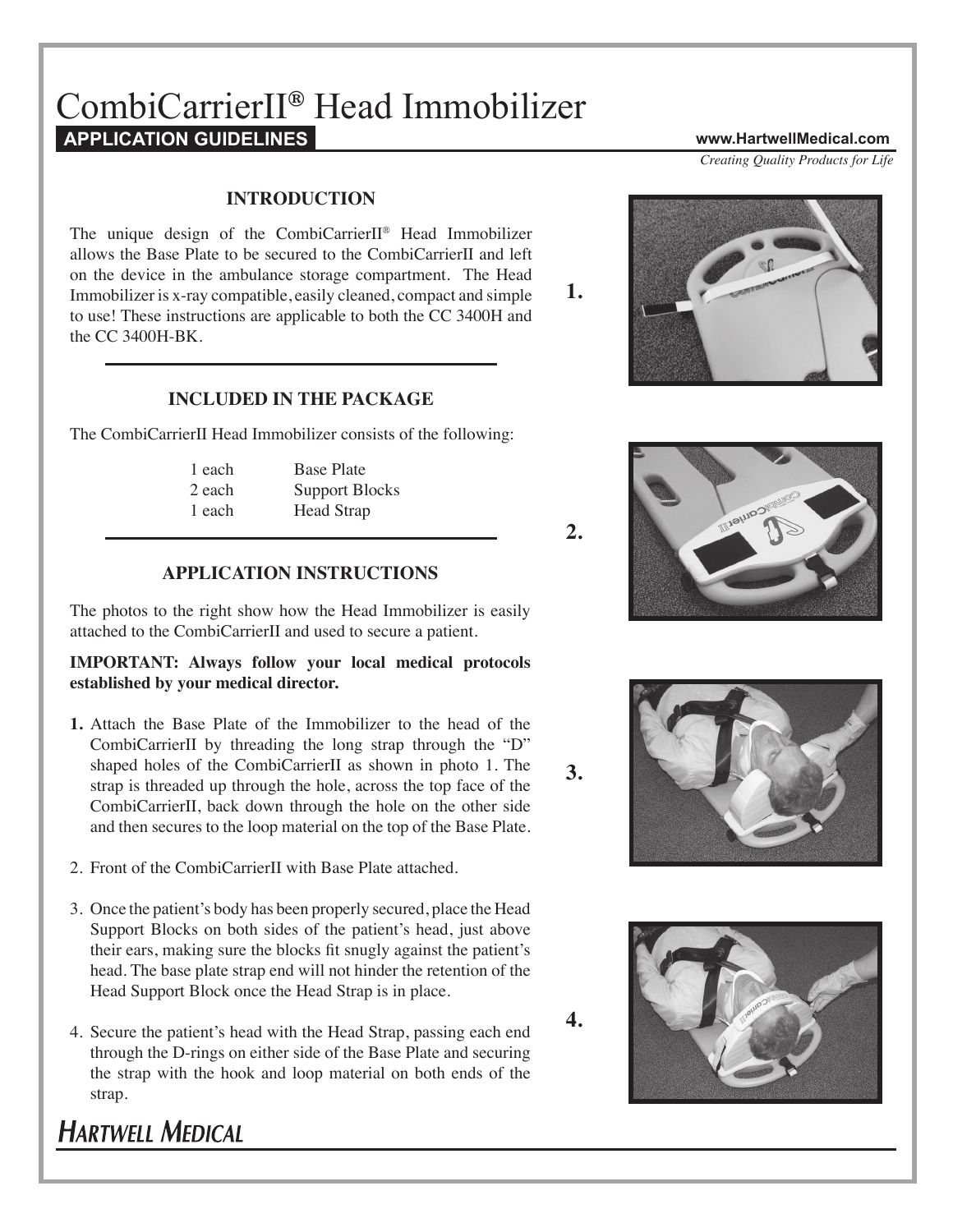# CombiCarrierII® Head Immobilizer

**APPLICATION GUIDELINES**

www.HartwellMedical.com

*Creating Quality Products for Life*

## INTRODUCTION

The unique design of the CombiCarrierII® Head Immobilizer allows the Base Plate to be secured to the CombiCarrierII and left on the device in the ambulance storage compartment. The Head Immobilizer is x-ray compatible, easily cleaned, compact and simple to use! These instructions are applicable to both the CC 3400H and the CC 3400H-BK.

## INCLUDED IN THE PACKAGE

The CombiCarrierII Head Immobilizer consists of the following:

| | |
|---|---|
| 1 each | Base Plate |
| 2 each | Support Blocks |
| 1 each | Head Strap |

## APPLICATION INSTRUCTIONS

The photos to the right show how the Head Immobilizer is easily attached to the CombiCarrierII and used to secure a patient.

**IMPORTANT: Always follow your local medical protocols established by your medical director.**

1. Attach the Base Plate of the Immobilizer to the head of the CombiCarrierII by threading the long strap through the "D" shaped holes of the CombiCarrierII as shown in photo 1. The strap is threaded up through the hole, across the top face of the CombiCarrierII, back down through the hole on the other side and then secures to the loop material on the top of the Base Plate.
2. Front of the CombiCarrierII with Base Plate attached.
3. Once the patient's body has been properly secured, place the Head Support Blocks on both sides of the patient's head, just above their ears, making sure the blocks fit snugly against the patient's head. The base plate strap end will not hinder the retention of the Head Support Block once the Head Strap is in place.
4. Secure the patient's head with the Head Strap, passing each end through the D-rings on either side of the Base Plate and securing the strap with the hook and loop material on both ends of the strap.

1.

2.

3.

4.

HARTWELL MEDICAL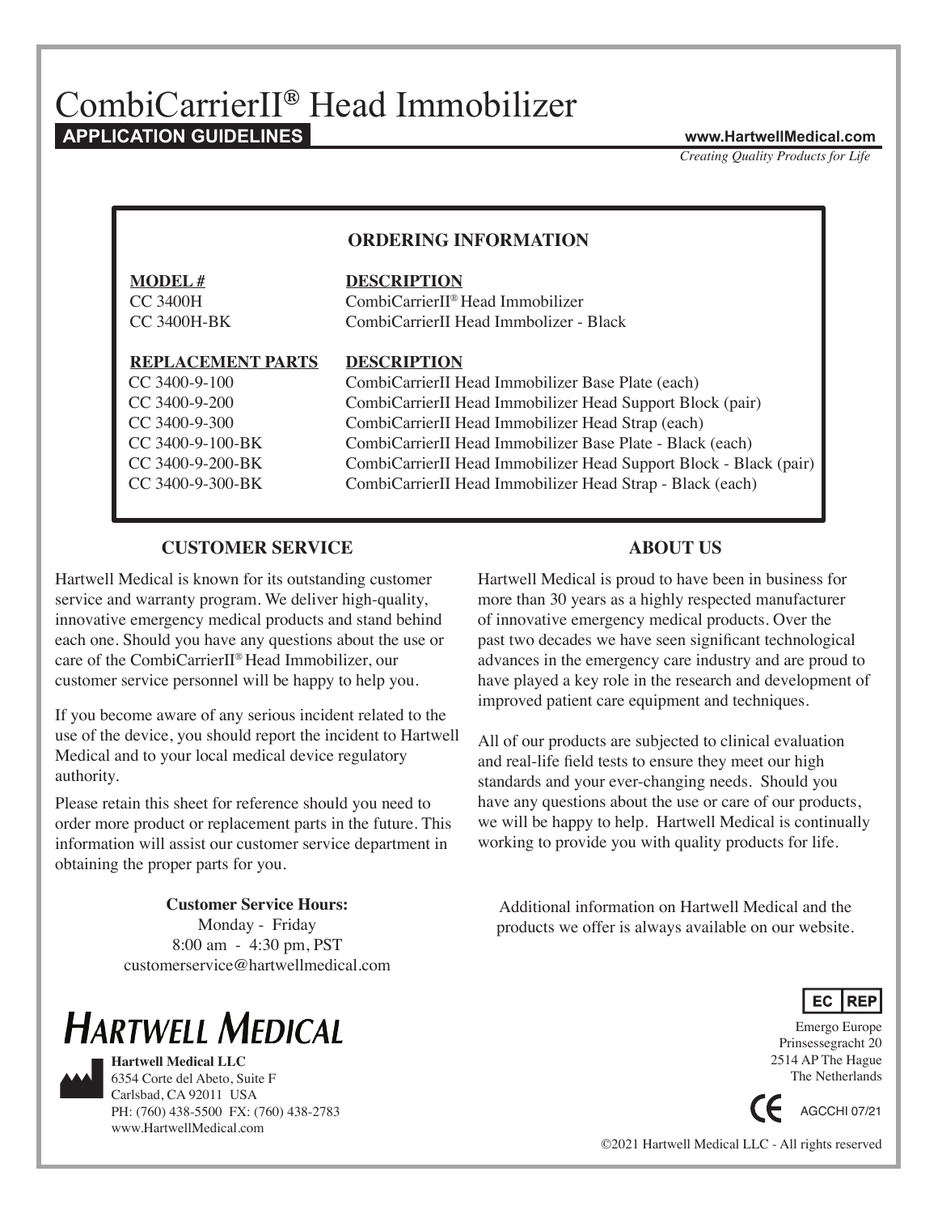# CombiCarrierII® Head Immobilizer

**APPLICATION GUIDELINES**

**www.HartwellMedical.com**

*Creating Quality Products for Life*

## ORDERING INFORMATION

| MODEL # | DESCRIPTION |
| --- | --- |
| CC 3400H | CombiCarrierII® Head Immobilizer |
| CC 3400H-BK | CombiCarrierII Head Immbolizer - Black |

| REPLACEMENT PARTS | DESCRIPTION |
| --- | --- |
| CC 3400-9-100 | CombiCarrierII Head Immobilizer Base Plate (each) |
| CC 3400-9-200 | CombiCarrierII Head Immobilizer Head Support Block (pair) |
| CC 3400-9-300 | CombiCarrierII Head Immobilizer Head Strap (each) |
| CC 3400-9-100-BK | CombiCarrierII Head Immobilizer Base Plate - Black (each) |
| CC 3400-9-200-BK | CombiCarrierII Head Immobilizer Head Support Block - Black (pair) |
| CC 3400-9-300-BK | CombiCarrierII Head Immobilizer Head Strap - Black (each) |

## CUSTOMER SERVICE

Hartwell Medical is known for its outstanding customer service and warranty program. We deliver high-quality, innovative emergency medical products and stand behind each one. Should you have any questions about the use or care of the CombiCarrierII® Head Immobilizer, our customer service personnel will be happy to help you.

If you become aware of any serious incident related to the use of the device, you should report the incident to Hartwell Medical and to your local medical device regulatory authority.

Please retain this sheet for reference should you need to order more product or replacement parts in the future. This information will assist our customer service department in obtaining the proper parts for you.

**Customer Service Hours:**
Monday - Friday
8:00 am - 4:30 pm, PST
customerservice@hartwellmedical.com

## ABOUT US

Hartwell Medical is proud to have been in business for more than 30 years as a highly respected manufacturer of innovative emergency medical products. Over the past two decades we have seen significant technological advances in the emergency care industry and are proud to have played a key role in the research and development of improved patient care equipment and techniques.

All of our products are subjected to clinical evaluation and real-life field tests to ensure they meet our high standards and your ever-changing needs. Should you have any questions about the use or care of our products, we will be happy to help. Hartwell Medical is continually working to provide you with quality products for life.

Additional information on Hartwell Medical and the products we offer is always available on our website.

**HARTWELL MEDICAL**

**Hartwell Medical LLC**
6354 Corte del Abeto, Suite F
Carlsbad, CA 92011 USA
PH: (760) 438-5500 FX: (760) 438-2783
www.HartwellMedical.com

EC REP
Emergo Europe
Prinsessegracht 20
2514 AP The Hague
The Netherlands

CE AGCCHI 07/21

©2021 Hartwell Medical LLC - All rights reserved